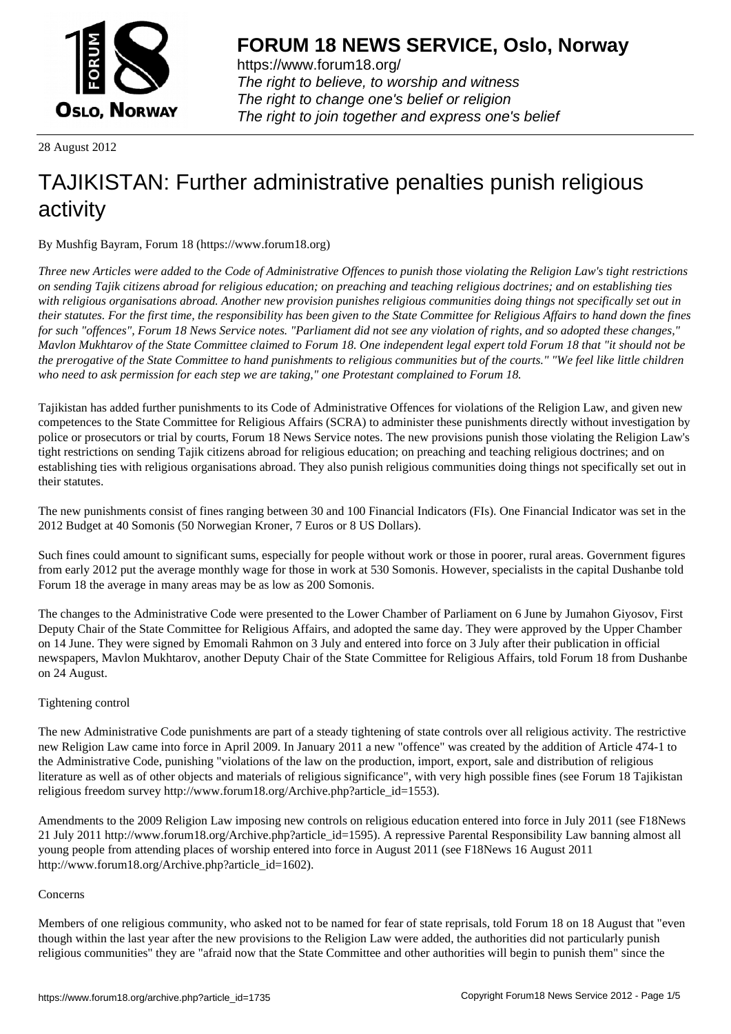# FORUM 18 NEWS SERVICE, Oslo, Norway

https://www.forum18.org/
*The right to believe, to worship and witness*
*The right to change one's belief or religion*
*The right to join together and express one's belief*

28 August 2012

# TAJIKISTAN: Further administrative penalties punish religious activity

By Mushfig Bayram, Forum 18 (https://www.forum18.org)

*Three new Articles were added to the Code of Administrative Offences to punish those violating the Religion Law's tight restrictions on sending Tajik citizens abroad for religious education; on preaching and teaching religious doctrines; and on establishing ties with religious organisations abroad. Another new provision punishes religious communities doing things not specifically set out in their statutes. For the first time, the responsibility has been given to the State Committee for Religious Affairs to hand down the fines for such "offences", Forum 18 News Service notes. "Parliament did not see any violation of rights, and so adopted these changes," Mavlon Mukhtarov of the State Committee claimed to Forum 18. One independent legal expert told Forum 18 that "it should not be the prerogative of the State Committee to hand punishments to religious communities but of the courts." "We feel like little children who need to ask permission for each step we are taking," one Protestant complained to Forum 18.*

Tajikistan has added further punishments to its Code of Administrative Offences for violations of the Religion Law, and given new competences to the State Committee for Religious Affairs (SCRA) to administer these punishments directly without investigation by police or prosecutors or trial by courts, Forum 18 News Service notes. The new provisions punish those violating the Religion Law's tight restrictions on sending Tajik citizens abroad for religious education; on preaching and teaching religious doctrines; and on establishing ties with religious organisations abroad. They also punish religious communities doing things not specifically set out in their statutes.

The new punishments consist of fines ranging between 30 and 100 Financial Indicators (FIs). One Financial Indicator was set in the 2012 Budget at 40 Somonis (50 Norwegian Kroner, 7 Euros or 8 US Dollars).

Such fines could amount to significant sums, especially for people without work or those in poorer, rural areas. Government figures from early 2012 put the average monthly wage for those in work at 530 Somonis. However, specialists in the capital Dushanbe told Forum 18 the average in many areas may be as low as 200 Somonis.

The changes to the Administrative Code were presented to the Lower Chamber of Parliament on 6 June by Jumahon Giyosov, First Deputy Chair of the State Committee for Religious Affairs, and adopted the same day. They were approved by the Upper Chamber on 14 June. They were signed by Emomali Rahmon on 3 July and entered into force on 3 July after their publication in official newspapers, Mavlon Mukhtarov, another Deputy Chair of the State Committee for Religious Affairs, told Forum 18 from Dushanbe on 24 August.

Tightening control

The new Administrative Code punishments are part of a steady tightening of state controls over all religious activity. The restrictive new Religion Law came into force in April 2009. In January 2011 a new "offence" was created by the addition of Article 474-1 to the Administrative Code, punishing "violations of the law on the production, import, export, sale and distribution of religious literature as well as of other objects and materials of religious significance", with very high possible fines (see Forum 18 Tajikistan religious freedom survey http://www.forum18.org/Archive.php?article_id=1553).

Amendments to the 2009 Religion Law imposing new controls on religious education entered into force in July 2011 (see F18News 21 July 2011 http://www.forum18.org/Archive.php?article_id=1595). A repressive Parental Responsibility Law banning almost all young people from attending places of worship entered into force in August 2011 (see F18News 16 August 2011 http://www.forum18.org/Archive.php?article_id=1602).

Concerns

Members of one religious community, who asked not to be named for fear of state reprisals, told Forum 18 on 18 August that "even though within the last year after the new provisions to the Religion Law were added, the authorities did not particularly punish religious communities" they are "afraid now that the State Committee and other authorities will begin to punish them" since the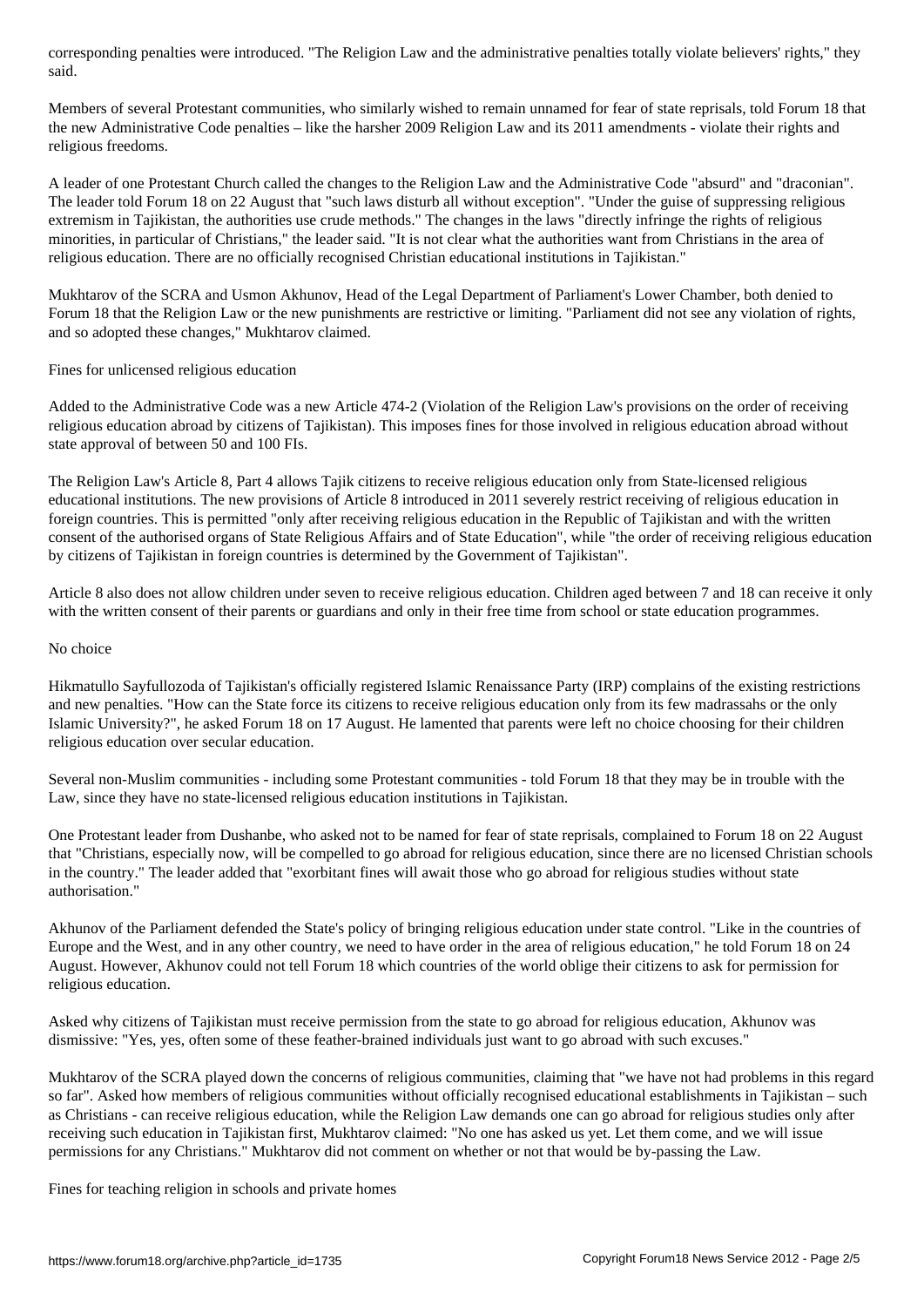corresponding penalties were introduced. "The Religion Law and the administrative penalties totally violate believers' rights," they said.

Members of several Protestant communities, who similarly wished to remain unnamed for fear of state reprisals, told Forum 18 that the new Administrative Code penalties – like the harsher 2009 Religion Law and its 2011 amendments - violate their rights and religious freedoms.

A leader of one Protestant Church called the changes to the Religion Law and the Administrative Code "absurd" and "draconian". The leader told Forum 18 on 22 August that "such laws disturb all without exception". "Under the guise of suppressing religious extremism in Tajikistan, the authorities use crude methods." The changes in the laws "directly infringe the rights of religious minorities, in particular of Christians," the leader said. "It is not clear what the authorities want from Christians in the area of religious education. There are no officially recognised Christian educational institutions in Tajikistan."

Mukhtarov of the SCRA and Usmon Akhunov, Head of the Legal Department of Parliament's Lower Chamber, both denied to Forum 18 that the Religion Law or the new punishments are restrictive or limiting. "Parliament did not see any violation of rights, and so adopted these changes," Mukhtarov claimed.

## Fines for unlicensed religious education

Added to the Administrative Code was a new Article 474-2 (Violation of the Religion Law's provisions on the order of receiving religious education abroad by citizens of Tajikistan). This imposes fines for those involved in religious education abroad without state approval of between 50 and 100 FIs.

The Religion Law's Article 8, Part 4 allows Tajik citizens to receive religious education only from State-licensed religious educational institutions. The new provisions of Article 8 introduced in 2011 severely restrict receiving of religious education in foreign countries. This is permitted "only after receiving religious education in the Republic of Tajikistan and with the written consent of the authorised organs of State Religious Affairs and of State Education", while "the order of receiving religious education by citizens of Tajikistan in foreign countries is determined by the Government of Tajikistan".

Article 8 also does not allow children under seven to receive religious education. Children aged between 7 and 18 can receive it only with the written consent of their parents or guardians and only in their free time from school or state education programmes.

## No choice

Hikmatullo Sayfullozoda of Tajikistan's officially registered Islamic Renaissance Party (IRP) complains of the existing restrictions and new penalties. "How can the State force its citizens to receive religious education only from its few madrassahs or the only Islamic University?", he asked Forum 18 on 17 August. He lamented that parents were left no choice choosing for their children religious education over secular education.

Several non-Muslim communities - including some Protestant communities - told Forum 18 that they may be in trouble with the Law, since they have no state-licensed religious education institutions in Tajikistan.

One Protestant leader from Dushanbe, who asked not to be named for fear of state reprisals, complained to Forum 18 on 22 August that "Christians, especially now, will be compelled to go abroad for religious education, since there are no licensed Christian schools in the country." The leader added that "exorbitant fines will await those who go abroad for religious studies without state authorisation."

Akhunov of the Parliament defended the State's policy of bringing religious education under state control. "Like in the countries of Europe and the West, and in any other country, we need to have order in the area of religious education," he told Forum 18 on 24 August. However, Akhunov could not tell Forum 18 which countries of the world oblige their citizens to ask for permission for religious education.

Asked why citizens of Tajikistan must receive permission from the state to go abroad for religious education, Akhunov was dismissive: "Yes, yes, often some of these feather-brained individuals just want to go abroad with such excuses."

Mukhtarov of the SCRA played down the concerns of religious communities, claiming that "we have not had problems in this regard so far". Asked how members of religious communities without officially recognised educational establishments in Tajikistan – such as Christians - can receive religious education, while the Religion Law demands one can go abroad for religious studies only after receiving such education in Tajikistan first, Mukhtarov claimed: "No one has asked us yet. Let them come, and we will issue permissions for any Christians." Mukhtarov did not comment on whether or not that would be by-passing the Law.

## Fines for teaching religion in schools and private homes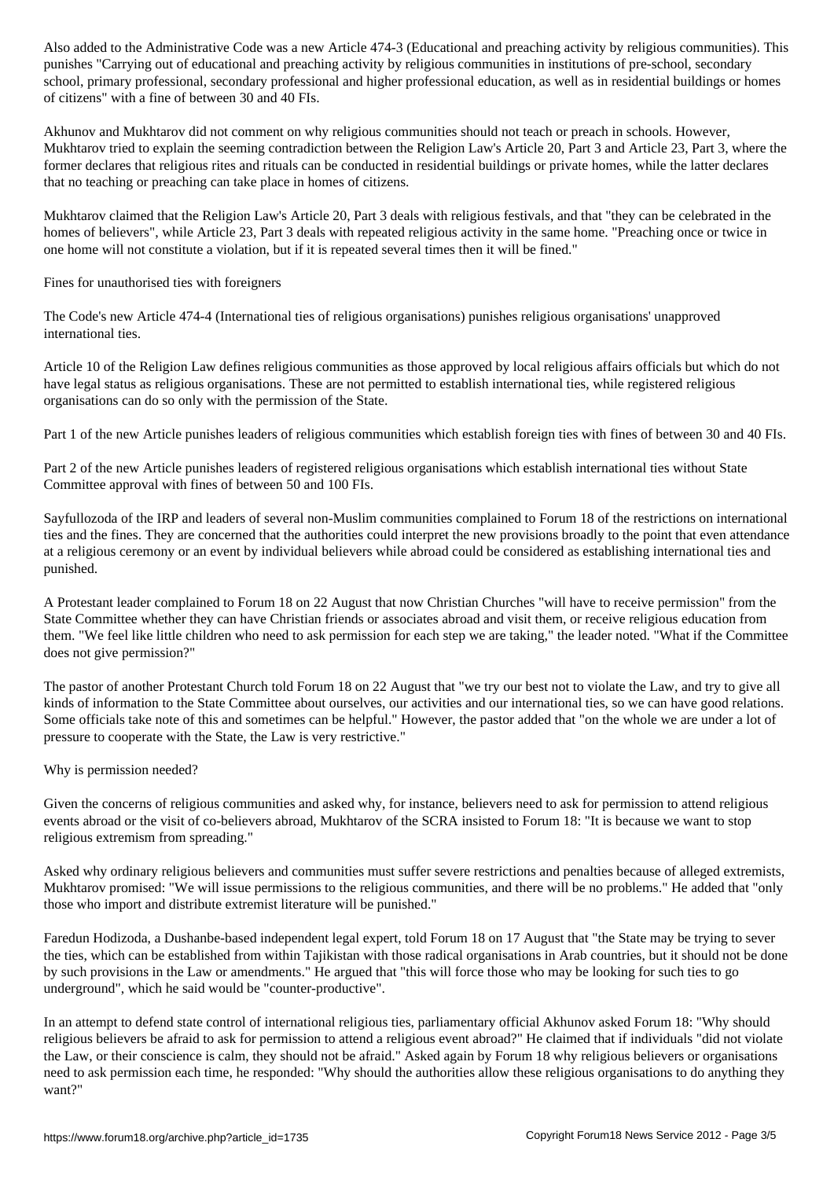Also added to the Administrative Code was a new Article 474-3 (Educational and preaching activity by religious communities). This punishes "Carrying out of educational and preaching activity by religious communities in institutions of pre-school, secondary school, primary professional, secondary professional and higher professional education, as well as in residential buildings or homes of citizens" with a fine of between 30 and 40 FIs.

Akhunov and Mukhtarov did not comment on why religious communities should not teach or preach in schools. However, Mukhtarov tried to explain the seeming contradiction between the Religion Law's Article 20, Part 3 and Article 23, Part 3, where the former declares that religious rites and rituals can be conducted in residential buildings or private homes, while the latter declares that no teaching or preaching can take place in homes of citizens.

Mukhtarov claimed that the Religion Law's Article 20, Part 3 deals with religious festivals, and that "they can be celebrated in the homes of believers", while Article 23, Part 3 deals with repeated religious activity in the same home. "Preaching once or twice in one home will not constitute a violation, but if it is repeated several times then it will be fined."

## Fines for unauthorised ties with foreigners

The Code's new Article 474-4 (International ties of religious organisations) punishes religious organisations' unapproved international ties.

Article 10 of the Religion Law defines religious communities as those approved by local religious affairs officials but which do not have legal status as religious organisations. These are not permitted to establish international ties, while registered religious organisations can do so only with the permission of the State.

Part 1 of the new Article punishes leaders of religious communities which establish foreign ties with fines of between 30 and 40 FIs.

Part 2 of the new Article punishes leaders of registered religious organisations which establish international ties without State Committee approval with fines of between 50 and 100 FIs.

Sayfullozoda of the IRP and leaders of several non-Muslim communities complained to Forum 18 of the restrictions on international ties and the fines. They are concerned that the authorities could interpret the new provisions broadly to the point that even attendance at a religious ceremony or an event by individual believers while abroad could be considered as establishing international ties and punished.

A Protestant leader complained to Forum 18 on 22 August that now Christian Churches "will have to receive permission" from the State Committee whether they can have Christian friends or associates abroad and visit them, or receive religious education from them. "We feel like little children who need to ask permission for each step we are taking," the leader noted. "What if the Committee does not give permission?"

The pastor of another Protestant Church told Forum 18 on 22 August that "we try our best not to violate the Law, and try to give all kinds of information to the State Committee about ourselves, our activities and our international ties, so we can have good relations. Some officials take note of this and sometimes can be helpful." However, the pastor added that "on the whole we are under a lot of pressure to cooperate with the State, the Law is very restrictive."

## Why is permission needed?

Given the concerns of religious communities and asked why, for instance, believers need to ask for permission to attend religious events abroad or the visit of co-believers abroad, Mukhtarov of the SCRA insisted to Forum 18: "It is because we want to stop religious extremism from spreading."

Asked why ordinary religious believers and communities must suffer severe restrictions and penalties because of alleged extremists, Mukhtarov promised: "We will issue permissions to the religious communities, and there will be no problems." He added that "only those who import and distribute extremist literature will be punished."

Faredun Hodizoda, a Dushanbe-based independent legal expert, told Forum 18 on 17 August that "the State may be trying to sever the ties, which can be established from within Tajikistan with those radical organisations in Arab countries, but it should not be done by such provisions in the Law or amendments." He argued that "this will force those who may be looking for such ties to go underground", which he said would be "counter-productive".

In an attempt to defend state control of international religious ties, parliamentary official Akhunov asked Forum 18: "Why should religious believers be afraid to ask for permission to attend a religious event abroad?" He claimed that if individuals "did not violate the Law, or their conscience is calm, they should not be afraid." Asked again by Forum 18 why religious believers or organisations need to ask permission each time, he responded: "Why should the authorities allow these religious organisations to do anything they want?"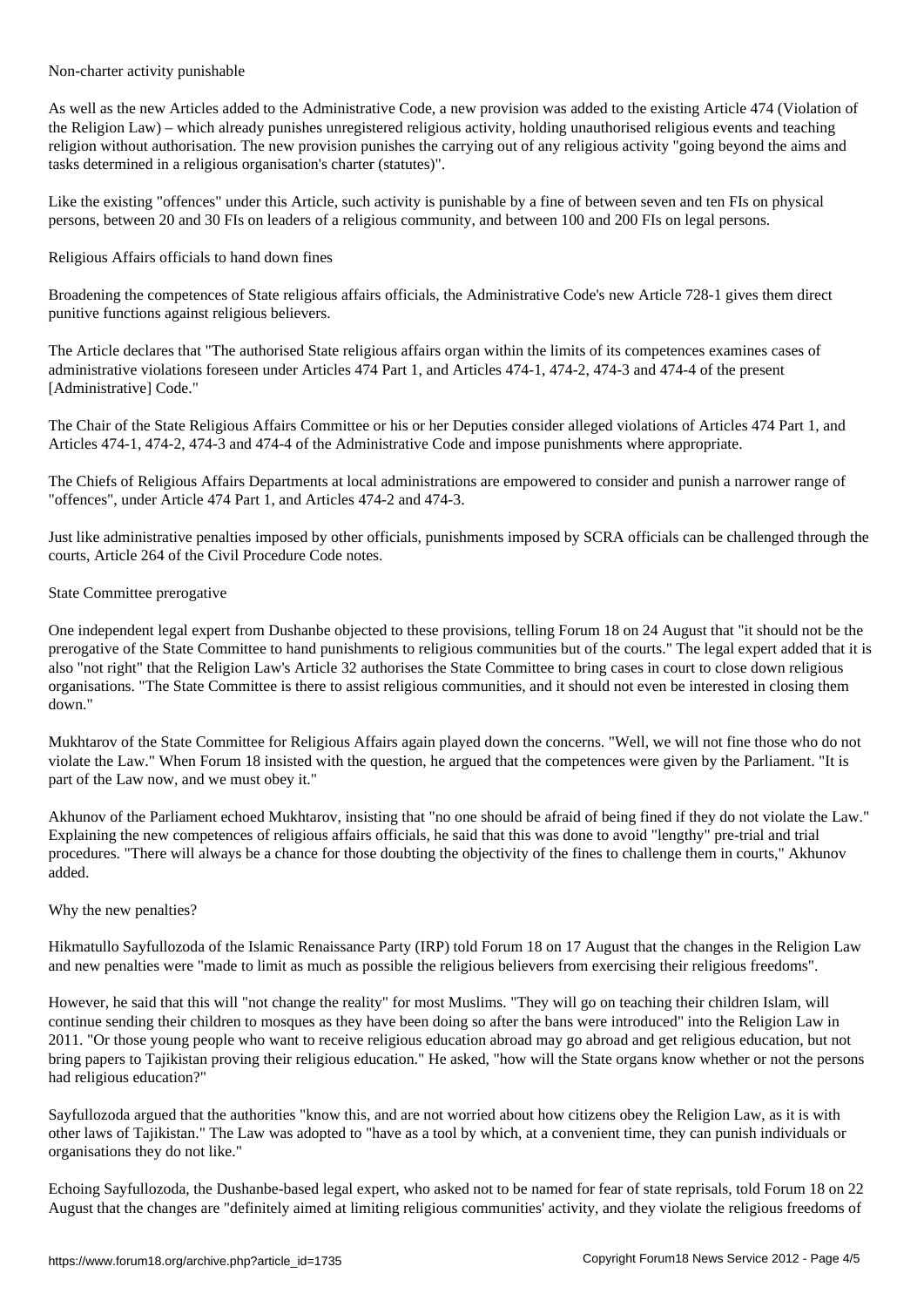## Non-charter activity punishable

As well as the new Articles added to the Administrative Code, a new provision was added to the existing Article 474 (Violation of the Religion Law) – which already punishes unregistered religious activity, holding unauthorised religious events and teaching religion without authorisation. The new provision punishes the carrying out of any religious activity "going beyond the aims and tasks determined in a religious organisation's charter (statutes)".

Like the existing "offences" under this Article, such activity is punishable by a fine of between seven and ten FIs on physical persons, between 20 and 30 FIs on leaders of a religious community, and between 100 and 200 FIs on legal persons.

## Religious Affairs officials to hand down fines

Broadening the competences of State religious affairs officials, the Administrative Code's new Article 728-1 gives them direct punitive functions against religious believers.

The Article declares that "The authorised State religious affairs organ within the limits of its competences examines cases of administrative violations foreseen under Articles 474 Part 1, and Articles 474-1, 474-2, 474-3 and 474-4 of the present [Administrative] Code."

The Chair of the State Religious Affairs Committee or his or her Deputies consider alleged violations of Articles 474 Part 1, and Articles 474-1, 474-2, 474-3 and 474-4 of the Administrative Code and impose punishments where appropriate.

The Chiefs of Religious Affairs Departments at local administrations are empowered to consider and punish a narrower range of "offences", under Article 474 Part 1, and Articles 474-2 and 474-3.

Just like administrative penalties imposed by other officials, punishments imposed by SCRA officials can be challenged through the courts, Article 264 of the Civil Procedure Code notes.

## State Committee prerogative

One independent legal expert from Dushanbe objected to these provisions, telling Forum 18 on 24 August that "it should not be the prerogative of the State Committee to hand punishments to religious communities but of the courts." The legal expert added that it is also "not right" that the Religion Law's Article 32 authorises the State Committee to bring cases in court to close down religious organisations. "The State Committee is there to assist religious communities, and it should not even be interested in closing them down."

Mukhtarov of the State Committee for Religious Affairs again played down the concerns. "Well, we will not fine those who do not violate the Law." When Forum 18 insisted with the question, he argued that the competences were given by the Parliament. "It is part of the Law now, and we must obey it."

Akhunov of the Parliament echoed Mukhtarov, insisting that "no one should be afraid of being fined if they do not violate the Law." Explaining the new competences of religious affairs officials, he said that this was done to avoid "lengthy" pre-trial and trial procedures. "There will always be a chance for those doubting the objectivity of the fines to challenge them in courts," Akhunov added.

## Why the new penalties?

Hikmatullo Sayfullozoda of the Islamic Renaissance Party (IRP) told Forum 18 on 17 August that the changes in the Religion Law and new penalties were "made to limit as much as possible the religious believers from exercising their religious freedoms".

However, he said that this will "not change the reality" for most Muslims. "They will go on teaching their children Islam, will continue sending their children to mosques as they have been doing so after the bans were introduced" into the Religion Law in 2011. "Or those young people who want to receive religious education abroad may go abroad and get religious education, but not bring papers to Tajikistan proving their religious education." He asked, "how will the State organs know whether or not the persons had religious education?"

Sayfullozoda argued that the authorities "know this, and are not worried about how citizens obey the Religion Law, as it is with other laws of Tajikistan." The Law was adopted to "have as a tool by which, at a convenient time, they can punish individuals or organisations they do not like."

Echoing Sayfullozoda, the Dushanbe-based legal expert, who asked not to be named for fear of state reprisals, told Forum 18 on 22 August that the changes are "definitely aimed at limiting religious communities' activity, and they violate the religious freedoms of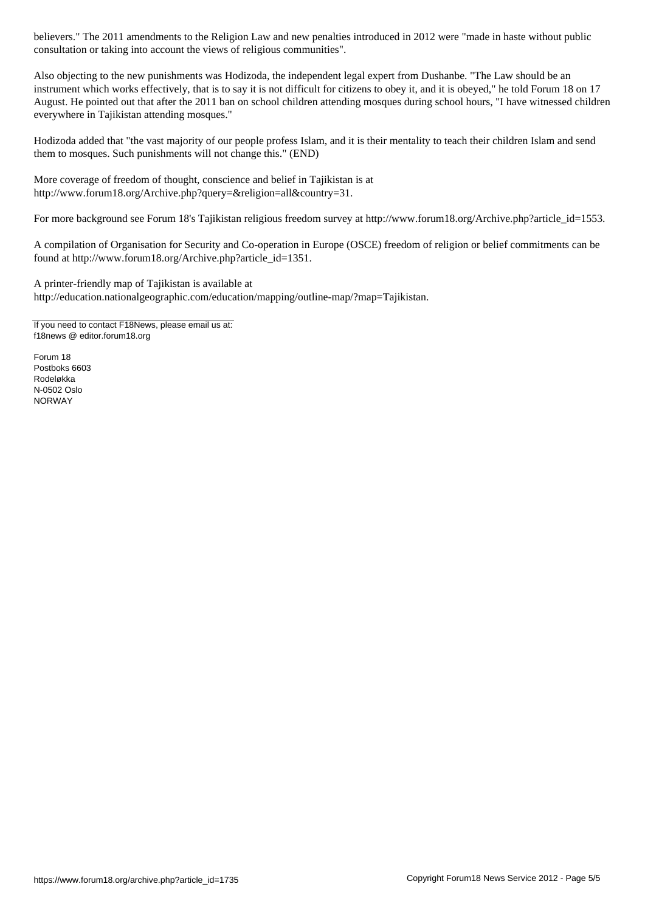believers." The 2011 amendments to the Religion Law and new penalties introduced in 2012 were "made in haste without public consultation or taking into account the views of religious communities".

Also objecting to the new punishments was Hodizoda, the independent legal expert from Dushanbe. "The Law should be an instrument which works effectively, that is to say it is not difficult for citizens to obey it, and it is obeyed," he told Forum 18 on 17 August. He pointed out that after the 2011 ban on school children attending mosques during school hours, "I have witnessed children everywhere in Tajikistan attending mosques."

Hodizoda added that "the vast majority of our people profess Islam, and it is their mentality to teach their children Islam and send them to mosques. Such punishments will not change this." (END)

More coverage of freedom of thought, conscience and belief in Tajikistan is at http://www.forum18.org/Archive.php?query=&religion=all&country=31.

For more background see Forum 18's Tajikistan religious freedom survey at http://www.forum18.org/Archive.php?article_id=1553.

A compilation of Organisation for Security and Co-operation in Europe (OSCE) freedom of religion or belief commitments can be found at http://www.forum18.org/Archive.php?article_id=1351.

A printer-friendly map of Tajikistan is available at http://education.nationalgeographic.com/education/mapping/outline-map/?map=Tajikistan.

If you need to contact F18News, please email us at:
f18news @ editor.forum18.org

Forum 18
Postboks 6603
Rodeløkka
N-0502 Oslo
NORWAY